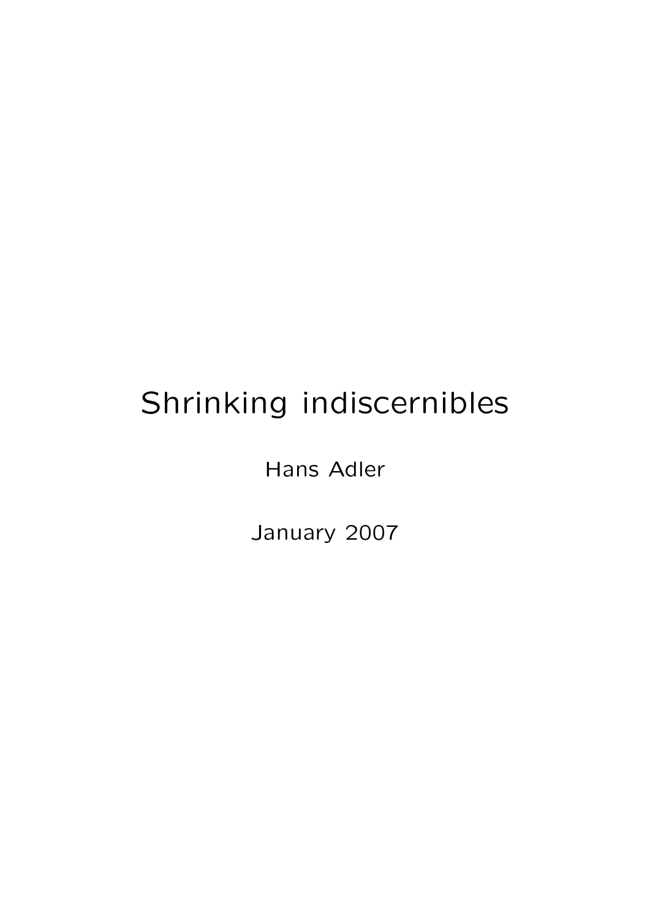# Shrinking indiscernibles

Hans Adler

January 2007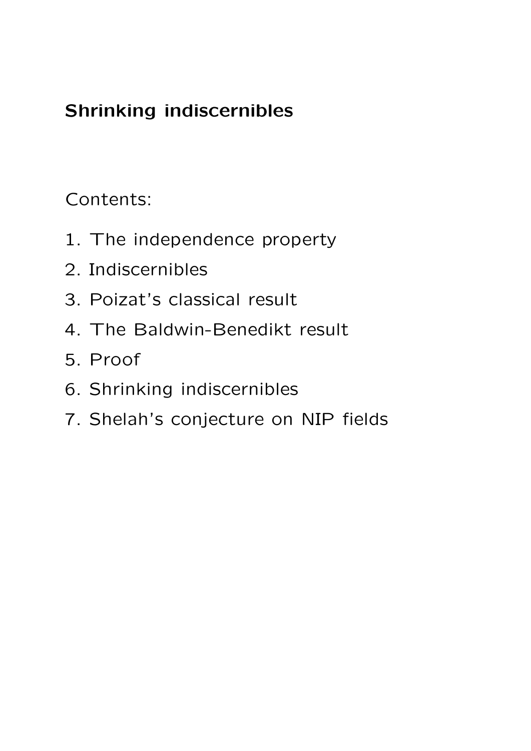**Shrinking indiscernibles**

Contents:

1. The independence property
2. Indiscernibles
3. Poizat's classical result
4. The Baldwin-Benedikt result
5. Proof
6. Shrinking indiscernibles
7. Shelah's conjecture on NIP fields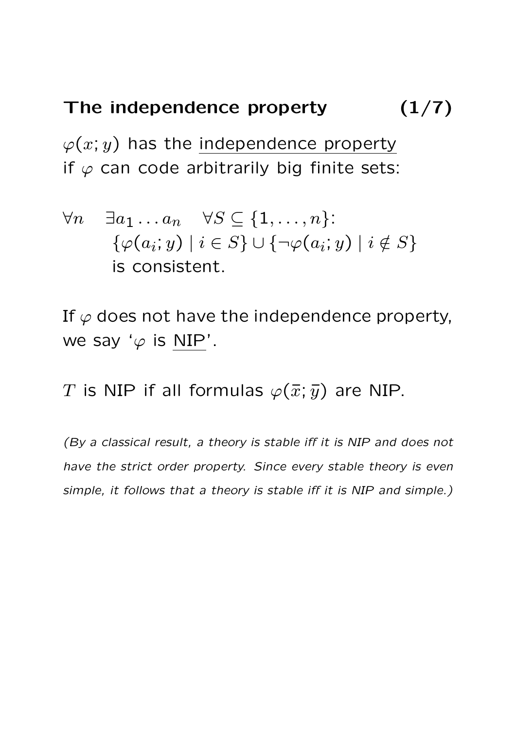## The independence property

$\varphi(x; y)$ has the independence property if $\varphi$ can code arbitrarily big finite sets:

$$\forall n \quad \exists a_1 \ldots a_n \quad \forall S \subseteq \{1, \ldots, n\}:$$
$$\{\varphi(a_i; y) \mid i \in S\} \cup \{\neg\varphi(a_i; y) \mid i \notin S\}$$
is consistent.

If $\varphi$ does not have the independence property, we say '$\varphi$ is NIP'.

$T$ is NIP if all formulas $\varphi(\bar{x}; \bar{y})$ are NIP.

*(By a classical result, a theory is stable iff it is NIP and does not have the strict order property. Since every stable theory is even simple, it follows that a theory is stable iff it is NIP and simple.)*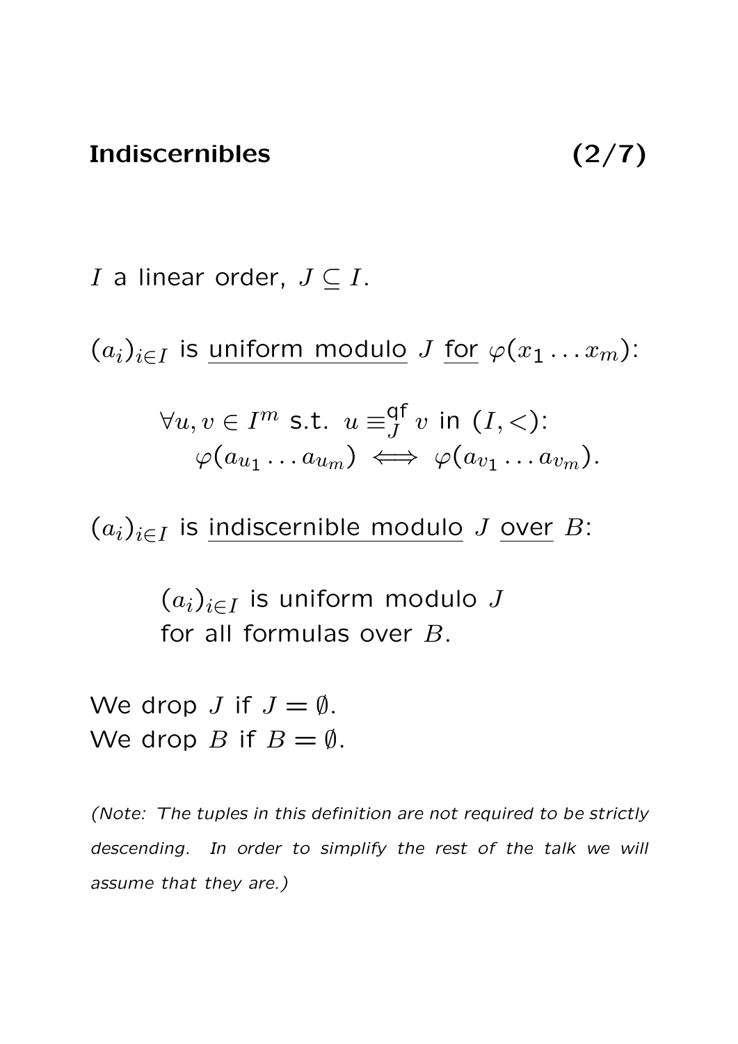## Indiscernibles (2/7)

$I$ a linear order, $J \subseteq I$.

$(a_i)_{i \in I}$ is <u>uniform modulo</u> $J$ <u>for</u> $\varphi(x_1 \ldots x_m)$:

$$\forall u, v \in I^m \text{ s.t. } u \equiv_J^{\mathsf{qf}} v \text{ in } (I, <):$$
$$\varphi(a_{u_1} \ldots a_{u_m}) \iff \varphi(a_{v_1} \ldots a_{v_m}).$$

$(a_i)_{i \in I}$ is <u>indiscernible modulo</u> $J$ <u>over</u> $B$:

> $(a_i)_{i \in I}$ is uniform modulo $J$ for all formulas over $B$.

We drop $J$ if $J = \emptyset$.
We drop $B$ if $B = \emptyset$.

*(Note: The tuples in this definition are not required to be strictly descending. In order to simplify the rest of the talk we will assume that they are.)*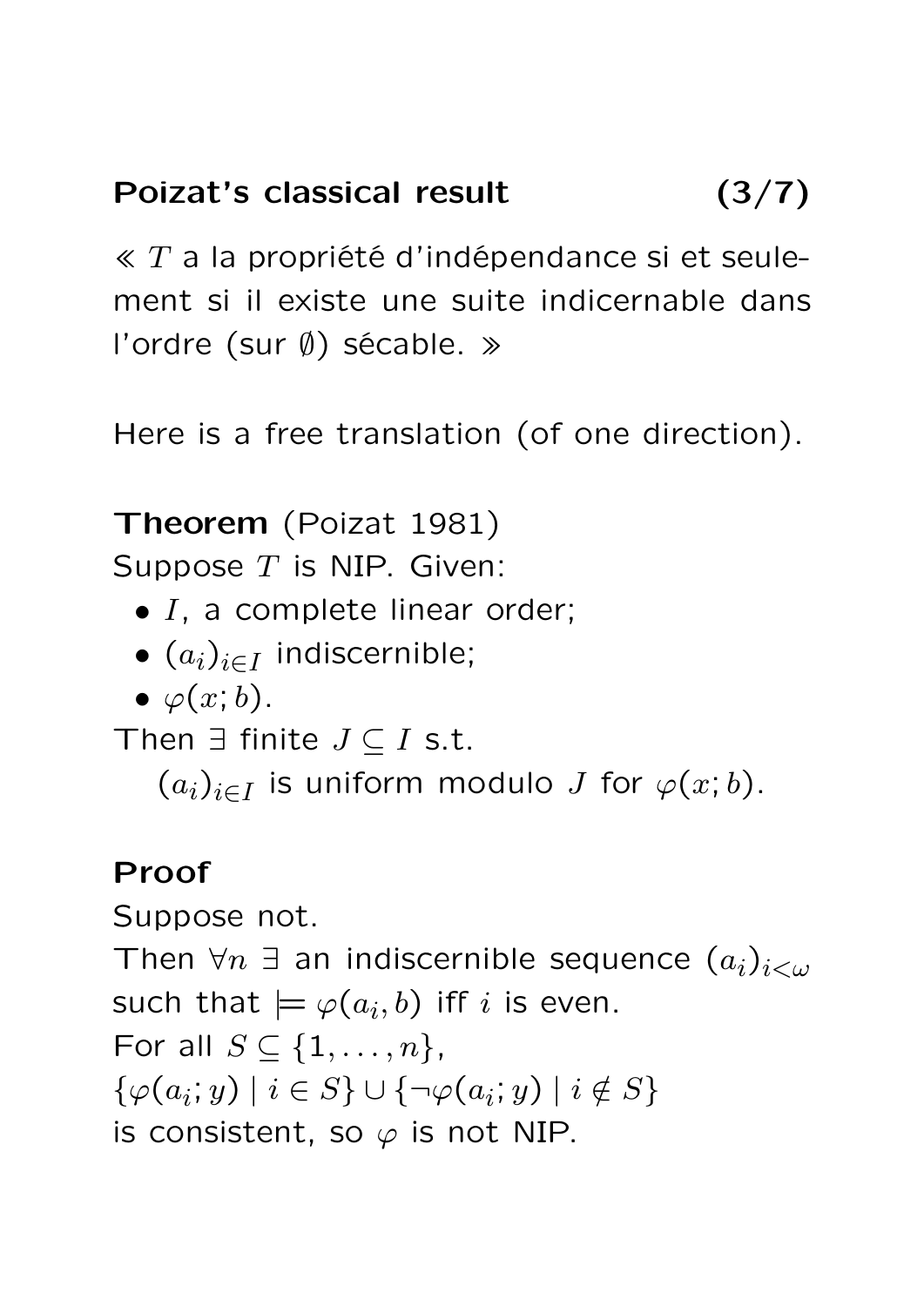## Poizat's classical result

« $T$ a la propriété d'indépendance si et seulement si il existe une suite indicernable dans l'ordre (sur $\emptyset$) sécable. »

Here is a free translation (of one direction).

**Theorem** (Poizat 1981)
Suppose $T$ is NIP. Given:

- $I$, a complete linear order;
- $(a_i)_{i \in I}$ indiscernible;
- $\varphi(x; b)$.

Then $\exists$ finite $J \subseteq I$ s.t.
  $(a_i)_{i \in I}$ is uniform modulo $J$ for $\varphi(x; b)$.

**Proof**
Suppose not.
Then $\forall n$ $\exists$ an indiscernible sequence $(a_i)_{i<\omega}$ such that $\models \varphi(a_i, b)$ iff $i$ is even.
For all $S \subseteq \{1, \ldots, n\}$,
$\{\varphi(a_i; y) \mid i \in S\} \cup \{\neg\varphi(a_i; y) \mid i \notin S\}$
is consistent, so $\varphi$ is not NIP.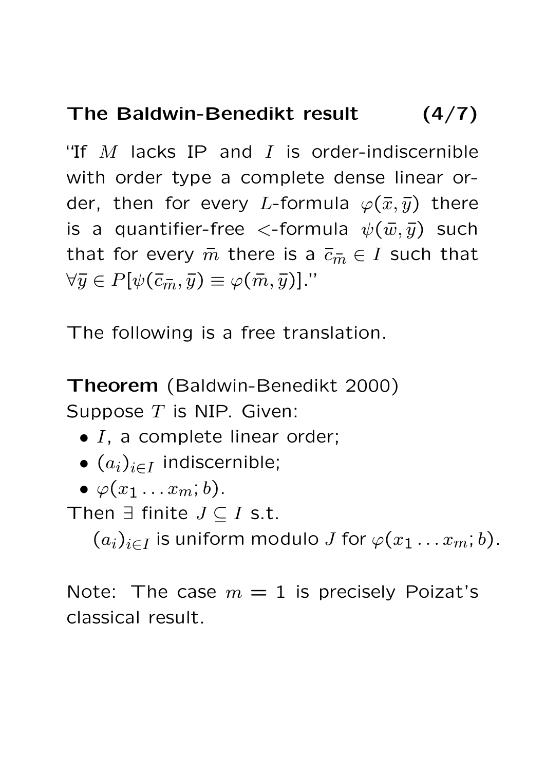## The Baldwin-Benedikt result

"If $M$ lacks IP and $I$ is order-indiscernible with order type a complete dense linear order, then for every $L$-formula $\varphi(\bar{x}, \bar{y})$ there is a quantifier-free $<$-formula $\psi(\bar{w}, \bar{y})$ such that for every $\bar{m}$ there is a $\bar{c}_{\bar{m}} \in I$ such that $\forall \bar{y} \in P[\psi(\bar{c}_{\bar{m}}, \bar{y}) \equiv \varphi(\bar{m}, \bar{y})]$."

The following is a free translation.

**Theorem** (Baldwin-Benedikt 2000)
Suppose $T$ is NIP. Given:

- $I$, a complete linear order;
- $(a_i)_{i \in I}$ indiscernible;
- $\varphi(x_1 \ldots x_m; b)$.

Then $\exists$ finite $J \subseteq I$ s.t.

$(a_i)_{i \in I}$ is uniform modulo $J$ for $\varphi(x_1 \ldots x_m; b)$.

Note: The case $m = 1$ is precisely Poizat's classical result.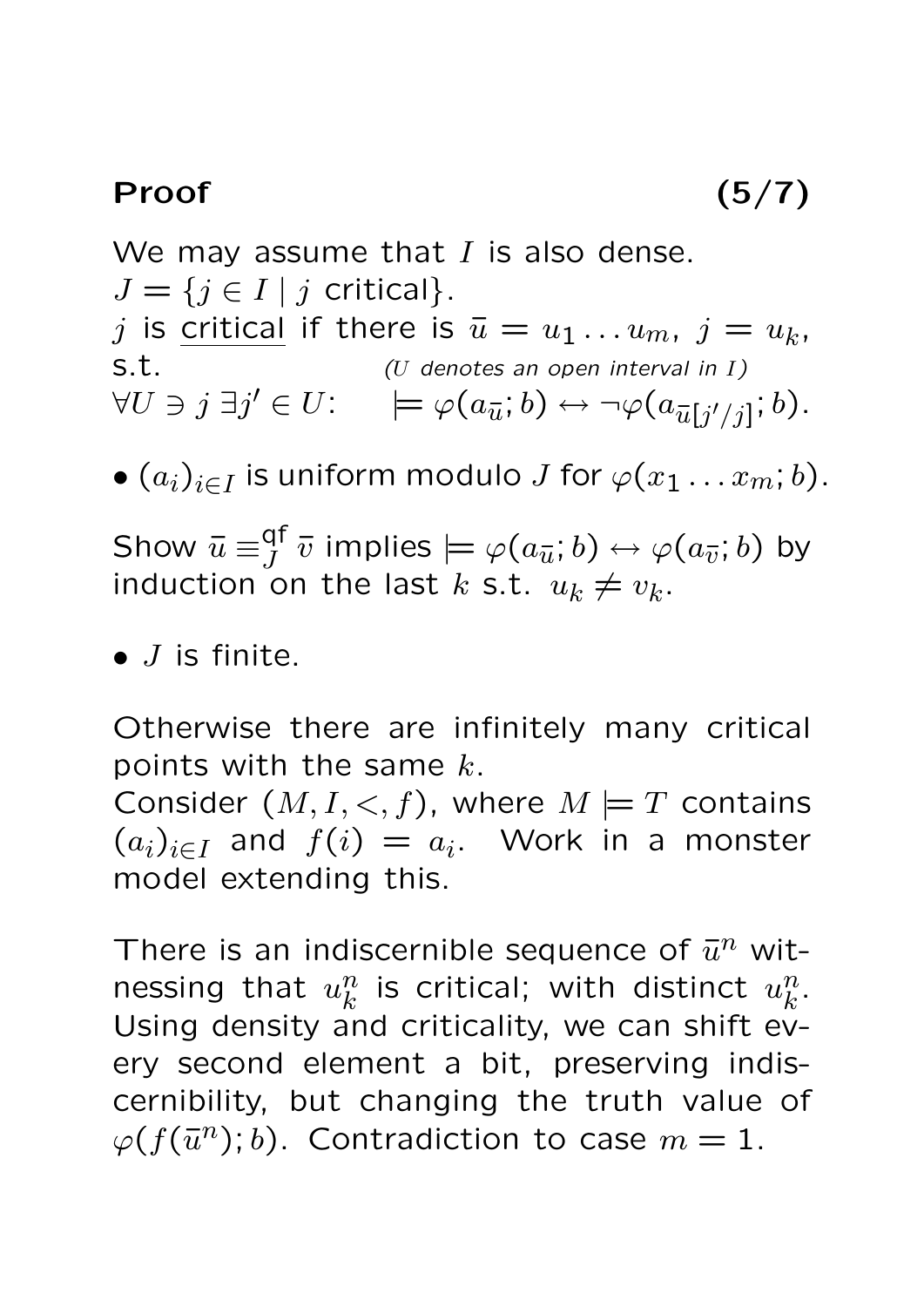## Proof (5/7)

We may assume that $I$ is also dense.
$J = \{j \in I \mid j \text{ critical}\}$.
$j$ is <u>critical</u> if there is $\bar{u} = u_1 \dots u_m$, $j = u_k$, s.t. *($U$ denotes an open interval in $I$)*
$\forall U \ni j \; \exists j' \in U$: $\quad \models \varphi(a_{\bar{u}}; b) \leftrightarrow \neg\varphi(a_{\bar{u}[j'/j]}; b)$.

- $(a_i)_{i \in I}$ is uniform modulo $J$ for $\varphi(x_1 \dots x_m; b)$.

Show $\bar{u} \equiv^{\mathsf{qf}}_J \bar{v}$ implies $\models \varphi(a_{\bar{u}}; b) \leftrightarrow \varphi(a_{\bar{v}}; b)$ by induction on the last $k$ s.t. $u_k \neq v_k$.

- $J$ is finite.

Otherwise there are infinitely many critical points with the same $k$.
Consider $(M, I, <, f)$, where $M \models T$ contains $(a_i)_{i \in I}$ and $f(i) = a_i$. Work in a monster model extending this.

There is an indiscernible sequence of $\bar{u}^n$ witnessing that $u^n_k$ is critical; with distinct $u^n_k$. Using density and criticality, we can shift every second element a bit, preserving indiscernibility, but changing the truth value of $\varphi(f(\bar{u}^n); b)$. Contradiction to case $m = 1$.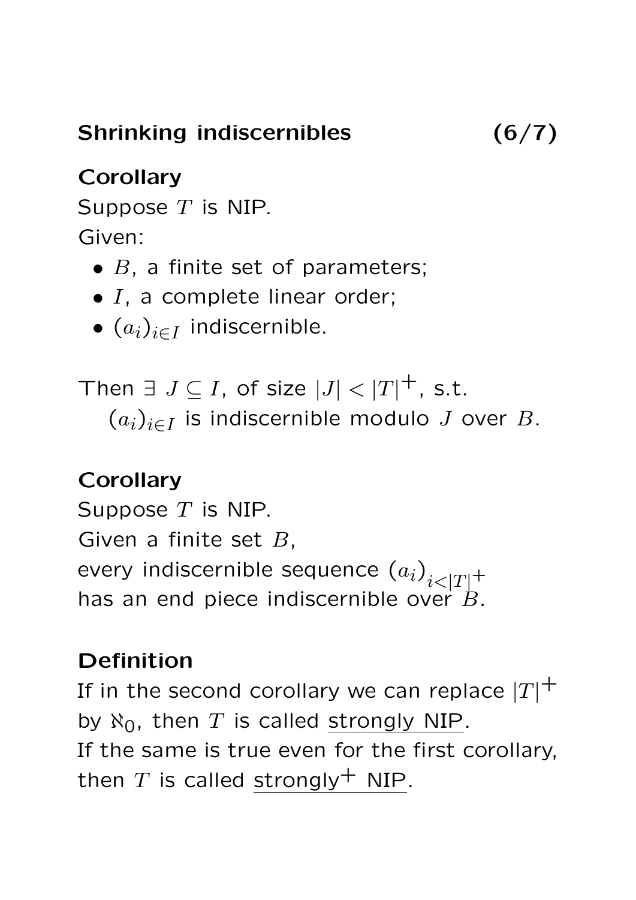## Shrinking indiscernibles

**Corollary**
Suppose $T$ is NIP.
Given:

- $B$, a finite set of parameters;
- $I$, a complete linear order;
- $(a_i)_{i \in I}$ indiscernible.

Then $\exists\ J \subseteq I$, of size $|J| < |T|^+$, s.t.
$(a_i)_{i \in I}$ is indiscernible modulo $J$ over $B$.

**Corollary**
Suppose $T$ is NIP.
Given a finite set $B$,
every indiscernible sequence $(a_i)_{i<|T|^+}$
has an end piece indiscernible over $B$.

**Definition**
If in the second corollary we can replace $|T|^+$ by $\aleph_0$, then $T$ is called <u>strongly NIP</u>.
If the same is true even for the first corollary, then $T$ is called <u>strongly$^+$ NIP</u>.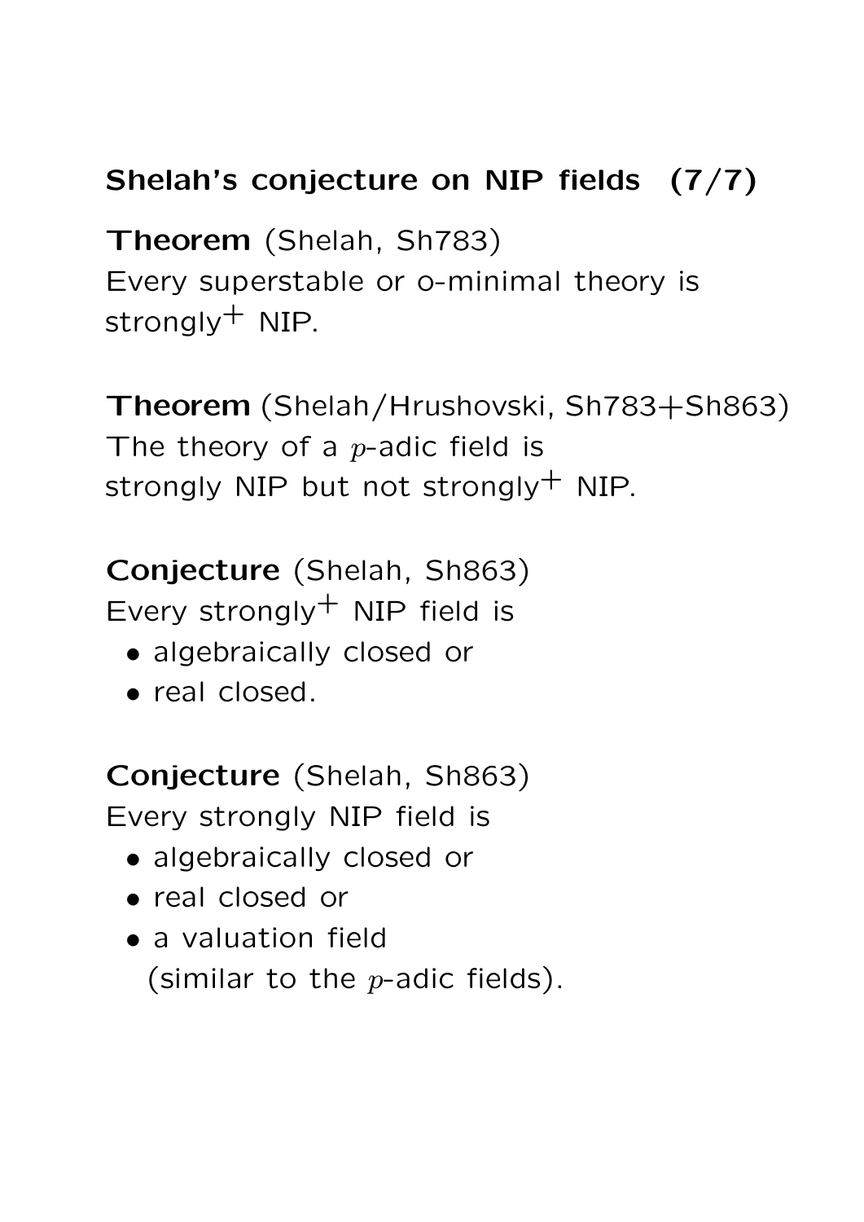## Shelah's conjecture on NIP fields (7/7)

**Theorem** (Shelah, Sh783)
Every superstable or o-minimal theory is strongly$^{+}$ NIP.

**Theorem** (Shelah/Hrushovski, Sh783+Sh863)
The theory of a $p$-adic field is strongly NIP but not strongly$^{+}$ NIP.

**Conjecture** (Shelah, Sh863)
Every strongly$^{+}$ NIP field is

- algebraically closed or
- real closed.

**Conjecture** (Shelah, Sh863)
Every strongly NIP field is

- algebraically closed or
- real closed or
- a valuation field
  (similar to the $p$-adic fields).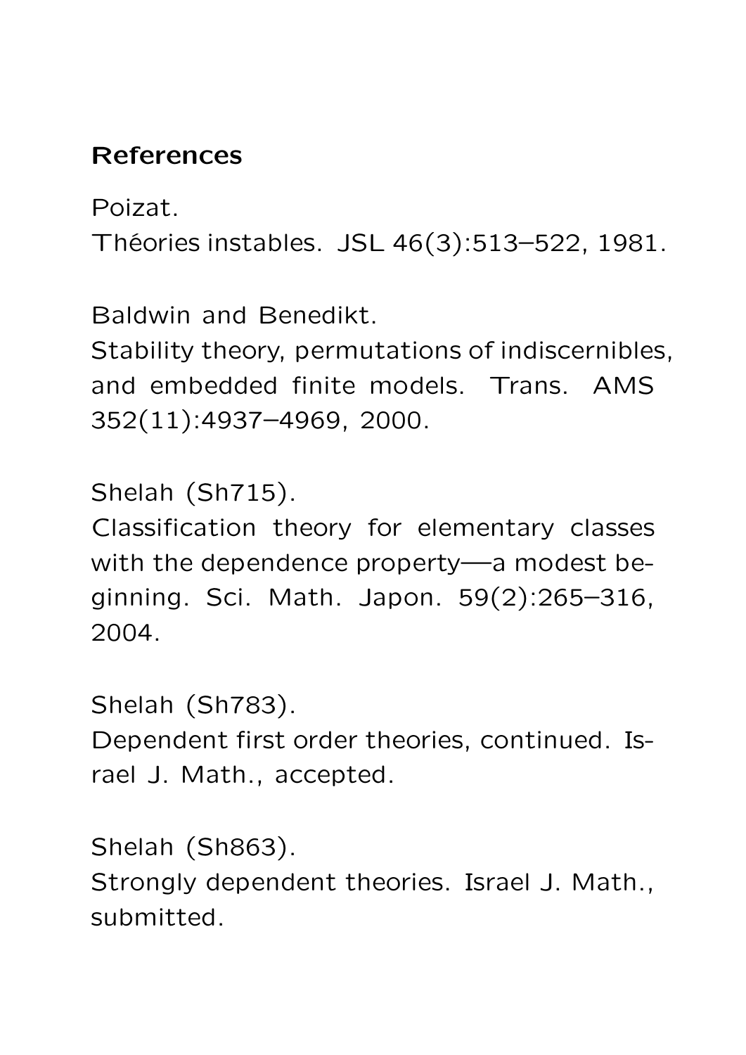## References

Poizat.
Théories instables. JSL 46(3):513–522, 1981.

Baldwin and Benedikt.
Stability theory, permutations of indiscernibles, and embedded finite models. Trans. AMS 352(11):4937–4969, 2000.

Shelah (Sh715).
Classification theory for elementary classes with the dependence property—a modest beginning. Sci. Math. Japon. 59(2):265–316, 2004.

Shelah (Sh783).
Dependent first order theories, continued. Israel J. Math., accepted.

Shelah (Sh863).
Strongly dependent theories. Israel J. Math., submitted.